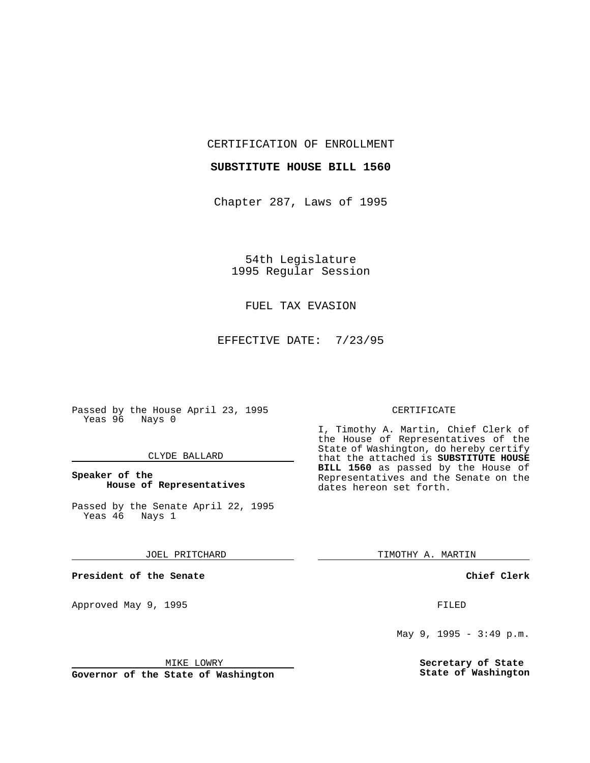CERTIFICATION OF ENROLLMENT

**SUBSTITUTE HOUSE BILL 1560**

Chapter 287, Laws of 1995

54th Legislature
1995 Regular Session

FUEL TAX EVASION

EFFECTIVE DATE: 7/23/95

Passed by the House April 23, 1995
Yeas 96 Nays 0

CLYDE BALLARD

**Speaker of the House of Representatives**

Passed by the Senate April 22, 1995
Yeas 46 Nays 1

JOEL PRITCHARD

**President of the Senate**

Approved May 9, 1995

MIKE LOWRY

**Governor of the State of Washington**

CERTIFICATE

I, Timothy A. Martin, Chief Clerk of the House of Representatives of the State of Washington, do hereby certify that the attached is **SUBSTITUTE HOUSE BILL 1560** as passed by the House of Representatives and the Senate on the dates hereon set forth.

TIMOTHY A. MARTIN

**Chief Clerk**

FILED

May 9, 1995 - 3:49 p.m.

**Secretary of State
State of Washington**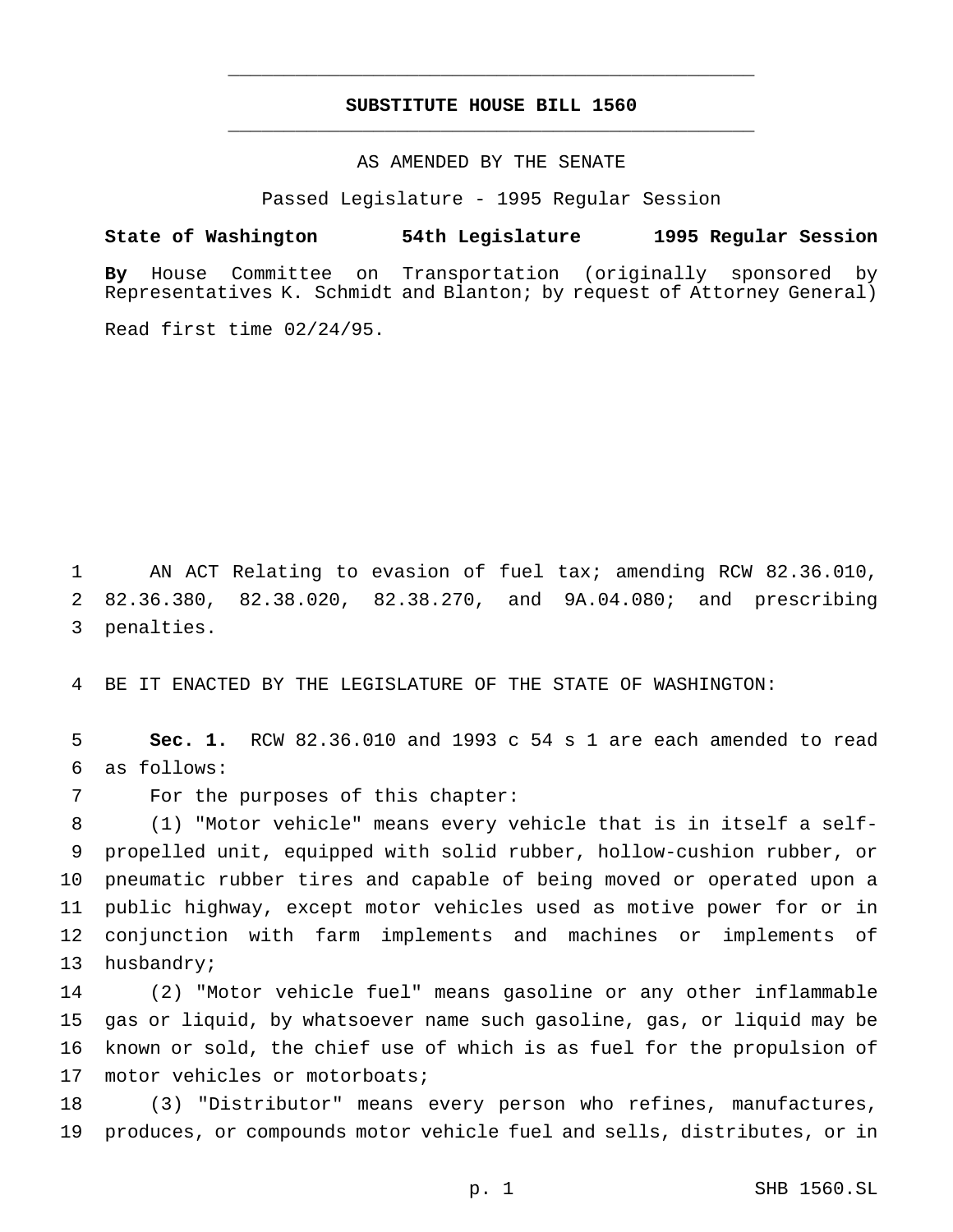# SUBSTITUTE HOUSE BILL 1560

AS AMENDED BY THE SENATE

Passed Legislature - 1995 Regular Session

**State of Washington 54th Legislature 1995 Regular Session**

**By** House Committee on Transportation (originally sponsored by Representatives K. Schmidt and Blanton; by request of Attorney General)

Read first time 02/24/95.

AN ACT Relating to evasion of fuel tax; amending RCW 82.36.010, 82.36.380, 82.38.020, 82.38.270, and 9A.04.080; and prescribing penalties.

BE IT ENACTED BY THE LEGISLATURE OF THE STATE OF WASHINGTON:

**Sec. 1.** RCW 82.36.010 and 1993 c 54 s 1 are each amended to read as follows:

For the purposes of this chapter:

(1) "Motor vehicle" means every vehicle that is in itself a self-propelled unit, equipped with solid rubber, hollow-cushion rubber, or pneumatic rubber tires and capable of being moved or operated upon a public highway, except motor vehicles used as motive power for or in conjunction with farm implements and machines or implements of husbandry;

(2) "Motor vehicle fuel" means gasoline or any other inflammable gas or liquid, by whatsoever name such gasoline, gas, or liquid may be known or sold, the chief use of which is as fuel for the propulsion of motor vehicles or motorboats;

(3) "Distributor" means every person who refines, manufactures, produces, or compounds motor vehicle fuel and sells, distributes, or in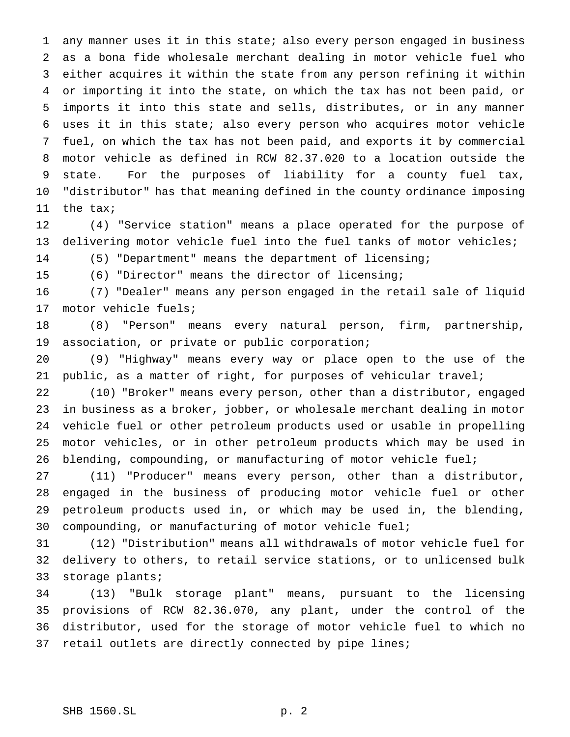any manner uses it in this state; also every person engaged in business as a bona fide wholesale merchant dealing in motor vehicle fuel who either acquires it within the state from any person refining it within or importing it into the state, on which the tax has not been paid, or imports it into this state and sells, distributes, or in any manner uses it in this state; also every person who acquires motor vehicle fuel, on which the tax has not been paid, and exports it by commercial motor vehicle as defined in RCW 82.37.020 to a location outside the state. For the purposes of liability for a county fuel tax, "distributor" has that meaning defined in the county ordinance imposing the tax;

(4) "Service station" means a place operated for the purpose of delivering motor vehicle fuel into the fuel tanks of motor vehicles;

(5) "Department" means the department of licensing;

(6) "Director" means the director of licensing;

(7) "Dealer" means any person engaged in the retail sale of liquid motor vehicle fuels;

(8) "Person" means every natural person, firm, partnership, association, or private or public corporation;

(9) "Highway" means every way or place open to the use of the public, as a matter of right, for purposes of vehicular travel;

(10) "Broker" means every person, other than a distributor, engaged in business as a broker, jobber, or wholesale merchant dealing in motor vehicle fuel or other petroleum products used or usable in propelling motor vehicles, or in other petroleum products which may be used in blending, compounding, or manufacturing of motor vehicle fuel;

(11) "Producer" means every person, other than a distributor, engaged in the business of producing motor vehicle fuel or other petroleum products used in, or which may be used in, the blending, compounding, or manufacturing of motor vehicle fuel;

(12) "Distribution" means all withdrawals of motor vehicle fuel for delivery to others, to retail service stations, or to unlicensed bulk storage plants;

(13) "Bulk storage plant" means, pursuant to the licensing provisions of RCW 82.36.070, any plant, under the control of the distributor, used for the storage of motor vehicle fuel to which no retail outlets are directly connected by pipe lines;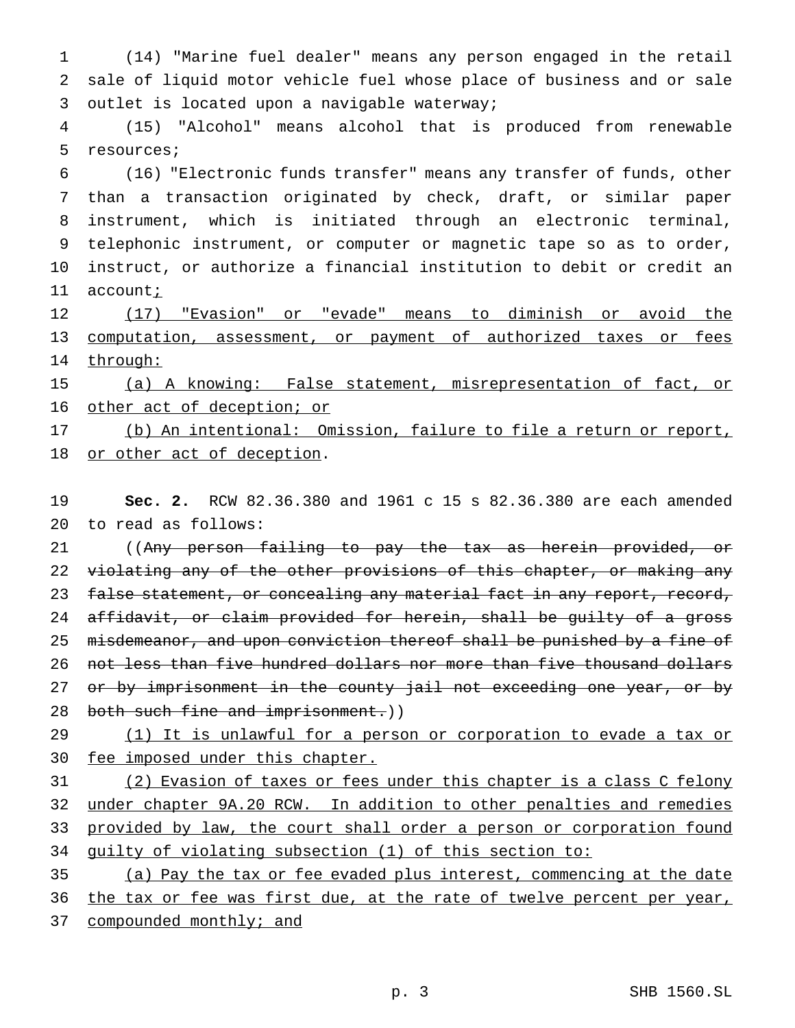(14) "Marine fuel dealer" means any person engaged in the retail sale of liquid motor vehicle fuel whose place of business and or sale outlet is located upon a navigable waterway;

(15) "Alcohol" means alcohol that is produced from renewable resources;

(16) "Electronic funds transfer" means any transfer of funds, other than a transaction originated by check, draft, or similar paper instrument, which is initiated through an electronic terminal, telephonic instrument, or computer or magnetic tape so as to order, instruct, or authorize a financial institution to debit or credit an account;

(17) "Evasion" or "evade" means to diminish or avoid the computation, assessment, or payment of authorized taxes or fees through:

(a) A knowing: False statement, misrepresentation of fact, or other act of deception; or

(b) An intentional: Omission, failure to file a return or report, or other act of deception.

**Sec. 2.** RCW 82.36.380 and 1961 c 15 s 82.36.380 are each amended to read as follows:

((~~Any person failing to pay the tax as herein provided, or violating any of the other provisions of this chapter, or making any false statement, or concealing any material fact in any report, record, affidavit, or claim provided for herein, shall be guilty of a gross misdemeanor, and upon conviction thereof shall be punished by a fine of not less than five hundred dollars nor more than five thousand dollars or by imprisonment in the county jail not exceeding one year, or by both such fine and imprisonment.~~))

(1) It is unlawful for a person or corporation to evade a tax or fee imposed under this chapter.

(2) Evasion of taxes or fees under this chapter is a class C felony under chapter 9A.20 RCW. In addition to other penalties and remedies provided by law, the court shall order a person or corporation found guilty of violating subsection (1) of this section to:

(a) Pay the tax or fee evaded plus interest, commencing at the date the tax or fee was first due, at the rate of twelve percent per year, compounded monthly; and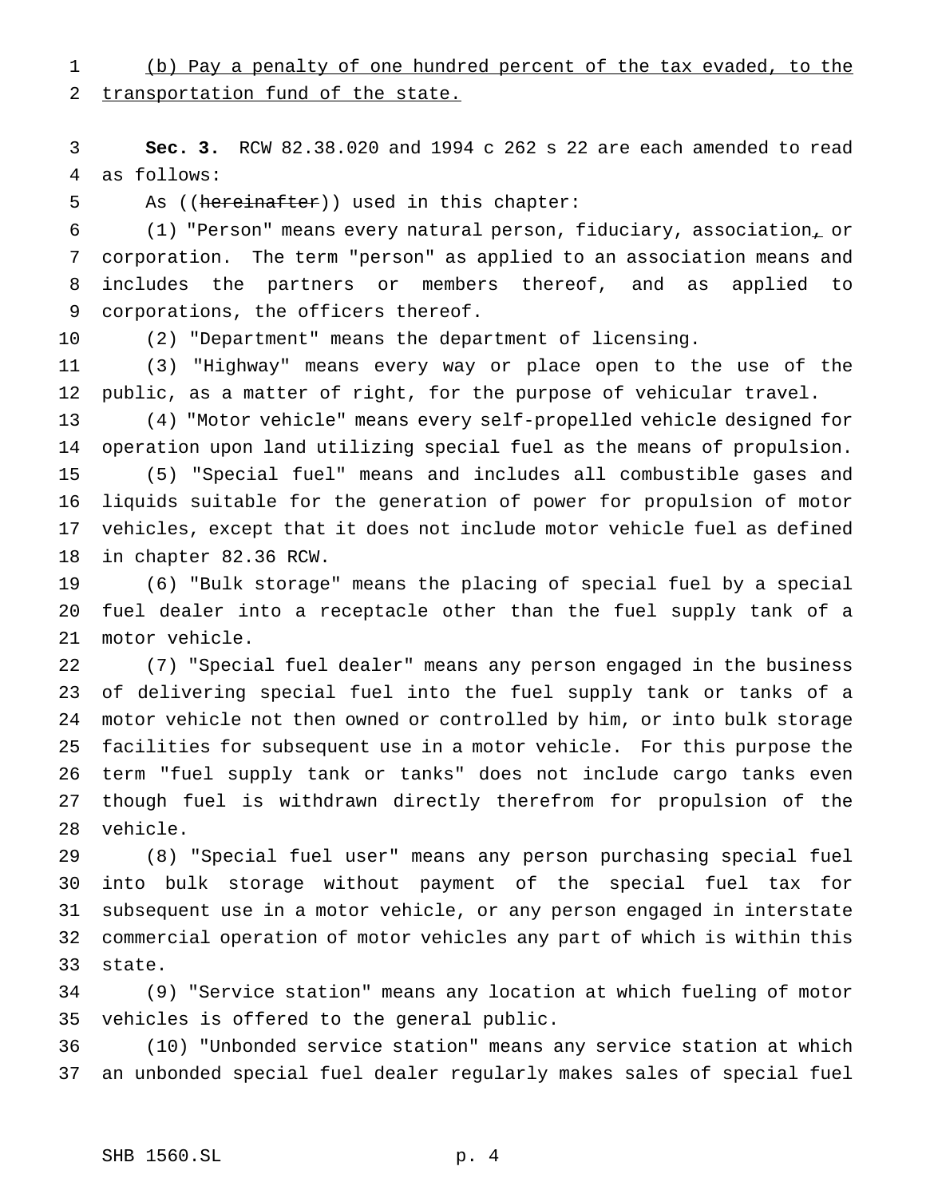(b) Pay a penalty of one hundred percent of the tax evaded, to the transportation fund of the state.

**Sec. 3.** RCW 82.38.020 and 1994 c 262 s 22 are each amended to read as follows:

As ((~~hereinafter~~)) used in this chapter:

(1) "Person" means every natural person, fiduciary, association~~,~~ or corporation. The term "person" as applied to an association means and includes the partners or members thereof, and as applied to corporations, the officers thereof.

(2) "Department" means the department of licensing.

(3) "Highway" means every way or place open to the use of the public, as a matter of right, for the purpose of vehicular travel.

(4) "Motor vehicle" means every self-propelled vehicle designed for operation upon land utilizing special fuel as the means of propulsion.

(5) "Special fuel" means and includes all combustible gases and liquids suitable for the generation of power for propulsion of motor vehicles, except that it does not include motor vehicle fuel as defined in chapter 82.36 RCW.

(6) "Bulk storage" means the placing of special fuel by a special fuel dealer into a receptacle other than the fuel supply tank of a motor vehicle.

(7) "Special fuel dealer" means any person engaged in the business of delivering special fuel into the fuel supply tank or tanks of a motor vehicle not then owned or controlled by him, or into bulk storage facilities for subsequent use in a motor vehicle. For this purpose the term "fuel supply tank or tanks" does not include cargo tanks even though fuel is withdrawn directly therefrom for propulsion of the vehicle.

(8) "Special fuel user" means any person purchasing special fuel into bulk storage without payment of the special fuel tax for subsequent use in a motor vehicle, or any person engaged in interstate commercial operation of motor vehicles any part of which is within this state.

(9) "Service station" means any location at which fueling of motor vehicles is offered to the general public.

(10) "Unbonded service station" means any service station at which an unbonded special fuel dealer regularly makes sales of special fuel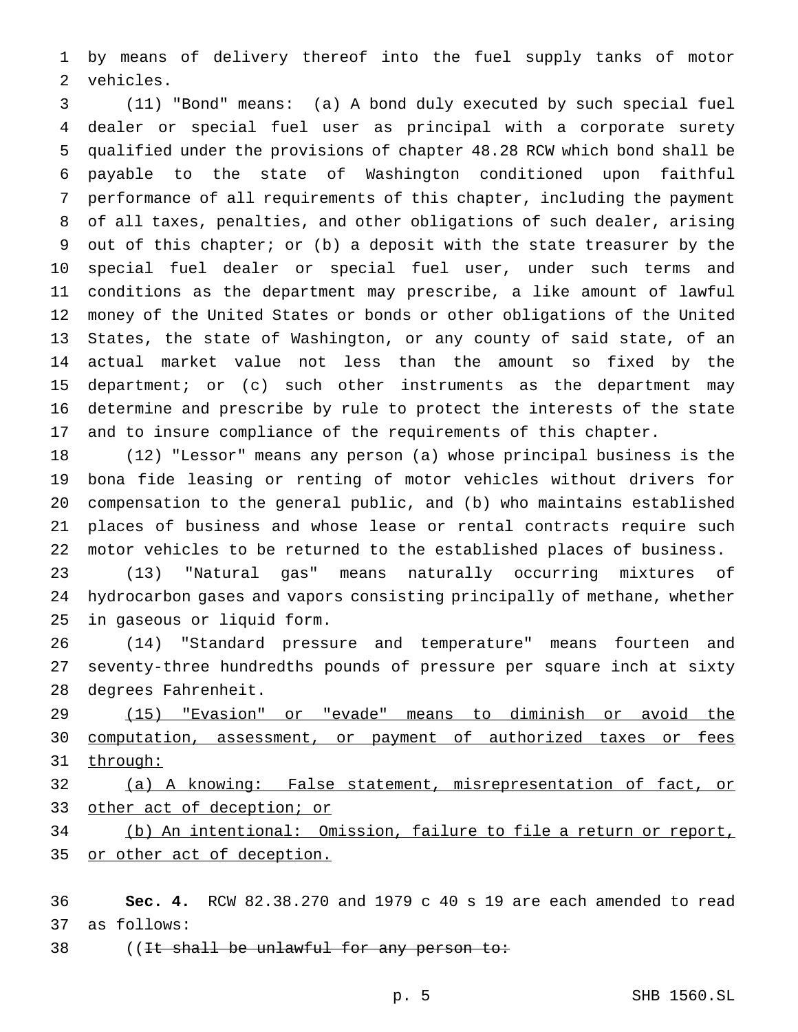by means of delivery thereof into the fuel supply tanks of motor vehicles.

(11) "Bond" means: (a) A bond duly executed by such special fuel dealer or special fuel user as principal with a corporate surety qualified under the provisions of chapter 48.28 RCW which bond shall be payable to the state of Washington conditioned upon faithful performance of all requirements of this chapter, including the payment of all taxes, penalties, and other obligations of such dealer, arising out of this chapter; or (b) a deposit with the state treasurer by the special fuel dealer or special fuel user, under such terms and conditions as the department may prescribe, a like amount of lawful money of the United States or bonds or other obligations of the United States, the state of Washington, or any county of said state, of an actual market value not less than the amount so fixed by the department; or (c) such other instruments as the department may determine and prescribe by rule to protect the interests of the state and to insure compliance of the requirements of this chapter.

(12) "Lessor" means any person (a) whose principal business is the bona fide leasing or renting of motor vehicles without drivers for compensation to the general public, and (b) who maintains established places of business and whose lease or rental contracts require such motor vehicles to be returned to the established places of business.

(13) "Natural gas" means naturally occurring mixtures of hydrocarbon gases and vapors consisting principally of methane, whether in gaseous or liquid form.

(14) "Standard pressure and temperature" means fourteen and seventy-three hundredths pounds of pressure per square inch at sixty degrees Fahrenheit.

<u>(15) "Evasion" or "evade" means to diminish or avoid the computation, assessment, or payment of authorized taxes or fees through:</u>

<u>(a) A knowing: False statement, misrepresentation of fact, or other act of deception; or</u>

<u>(b) An intentional: Omission, failure to file a return or report, or other act of deception.</u>

**Sec. 4.** RCW 82.38.270 and 1979 c 40 s 19 are each amended to read as follows:

((~~It shall be unlawful for any person to:~~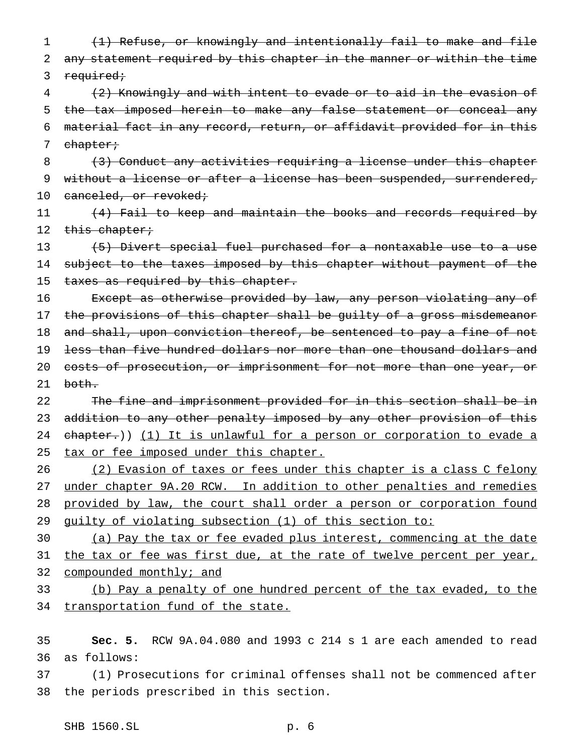~~(1) Refuse, or knowingly and intentionally fail to make and file any statement required by this chapter in the manner or within the time required;~~

~~(2) Knowingly and with intent to evade or to aid in the evasion of the tax imposed herein to make any false statement or conceal any material fact in any record, return, or affidavit provided for in this chapter;~~

~~(3) Conduct any activities requiring a license under this chapter without a license or after a license has been suspended, surrendered, canceled, or revoked;~~

~~(4) Fail to keep and maintain the books and records required by this chapter;~~

~~(5) Divert special fuel purchased for a nontaxable use to a use subject to the taxes imposed by this chapter without payment of the taxes as required by this chapter.~~

~~Except as otherwise provided by law, any person violating any of the provisions of this chapter shall be guilty of a gross misdemeanor and shall, upon conviction thereof, be sentenced to pay a fine of not less than five hundred dollars nor more than one thousand dollars and costs of prosecution, or imprisonment for not more than one year, or both.~~

~~The fine and imprisonment provided for in this section shall be in addition to any other penalty imposed by any other provision of this chapter.~~)) <u>(1) It is unlawful for a person or corporation to evade a tax or fee imposed under this chapter.</u>

<u>(2) Evasion of taxes or fees under this chapter is a class C felony under chapter 9A.20 RCW. In addition to other penalties and remedies provided by law, the court shall order a person or corporation found guilty of violating subsection (1) of this section to:</u>

<u>(a) Pay the tax or fee evaded plus interest, commencing at the date the tax or fee was first due, at the rate of twelve percent per year, compounded monthly; and</u>

<u>(b) Pay a penalty of one hundred percent of the tax evaded, to the transportation fund of the state.</u>

**Sec. 5.** RCW 9A.04.080 and 1993 c 214 s 1 are each amended to read as follows:

(1) Prosecutions for criminal offenses shall not be commenced after the periods prescribed in this section.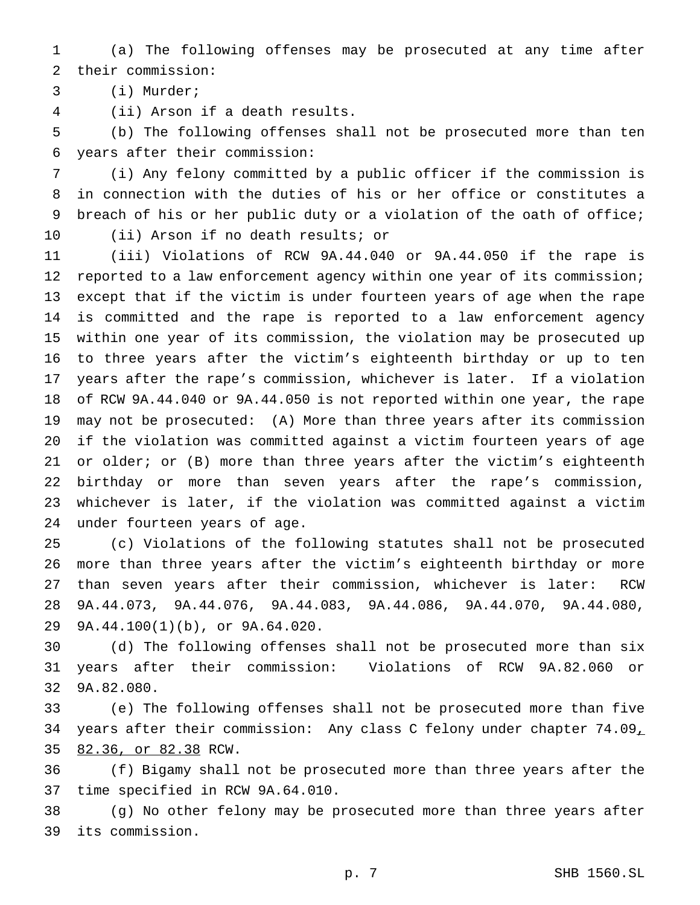(a) The following offenses may be prosecuted at any time after their commission:

(i) Murder;

(ii) Arson if a death results.

(b) The following offenses shall not be prosecuted more than ten years after their commission:

(i) Any felony committed by a public officer if the commission is in connection with the duties of his or her office or constitutes a breach of his or her public duty or a violation of the oath of office;

(ii) Arson if no death results; or

(iii) Violations of RCW 9A.44.040 or 9A.44.050 if the rape is reported to a law enforcement agency within one year of its commission; except that if the victim is under fourteen years of age when the rape is committed and the rape is reported to a law enforcement agency within one year of its commission, the violation may be prosecuted up to three years after the victim's eighteenth birthday or up to ten years after the rape's commission, whichever is later. If a violation of RCW 9A.44.040 or 9A.44.050 is not reported within one year, the rape may not be prosecuted: (A) More than three years after its commission if the violation was committed against a victim fourteen years of age or older; or (B) more than three years after the victim's eighteenth birthday or more than seven years after the rape's commission, whichever is later, if the violation was committed against a victim under fourteen years of age.

(c) Violations of the following statutes shall not be prosecuted more than three years after the victim's eighteenth birthday or more than seven years after their commission, whichever is later: RCW 9A.44.073, 9A.44.076, 9A.44.083, 9A.44.086, 9A.44.070, 9A.44.080, 9A.44.100(1)(b), or 9A.64.020.

(d) The following offenses shall not be prosecuted more than six years after their commission: Violations of RCW 9A.82.060 or 9A.82.080.

(e) The following offenses shall not be prosecuted more than five years after their commission: Any class C felony under chapter 74.09, 82.36, or 82.38 RCW.

(f) Bigamy shall not be prosecuted more than three years after the time specified in RCW 9A.64.010.

(g) No other felony may be prosecuted more than three years after its commission.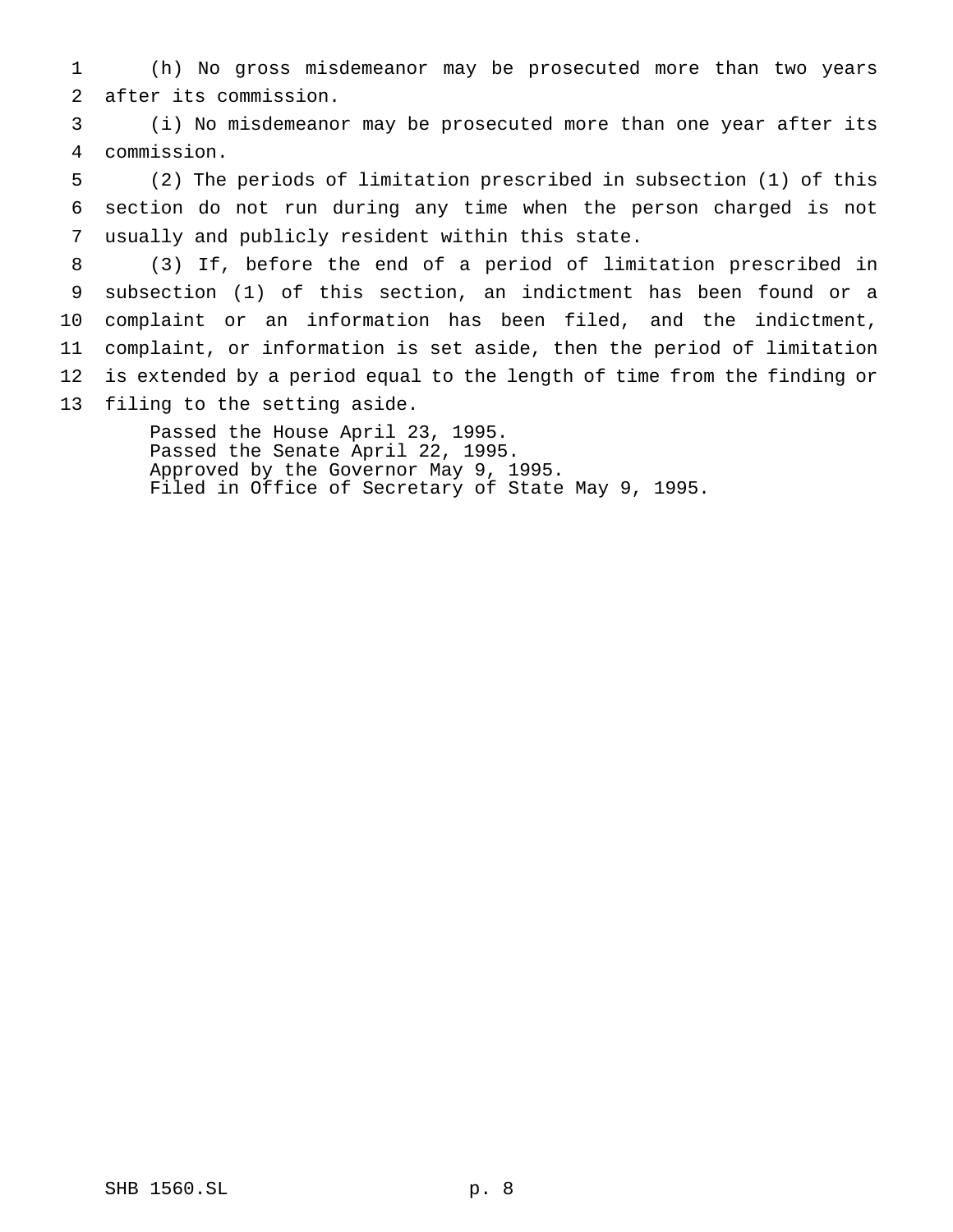(h) No gross misdemeanor may be prosecuted more than two years after its commission.

(i) No misdemeanor may be prosecuted more than one year after its commission.

(2) The periods of limitation prescribed in subsection (1) of this section do not run during any time when the person charged is not usually and publicly resident within this state.

(3) If, before the end of a period of limitation prescribed in subsection (1) of this section, an indictment has been found or a complaint or an information has been filed, and the indictment, complaint, or information is set aside, then the period of limitation is extended by a period equal to the length of time from the finding or filing to the setting aside.

Passed the House April 23, 1995.
Passed the Senate April 22, 1995.
Approved by the Governor May 9, 1995.
Filed in Office of Secretary of State May 9, 1995.